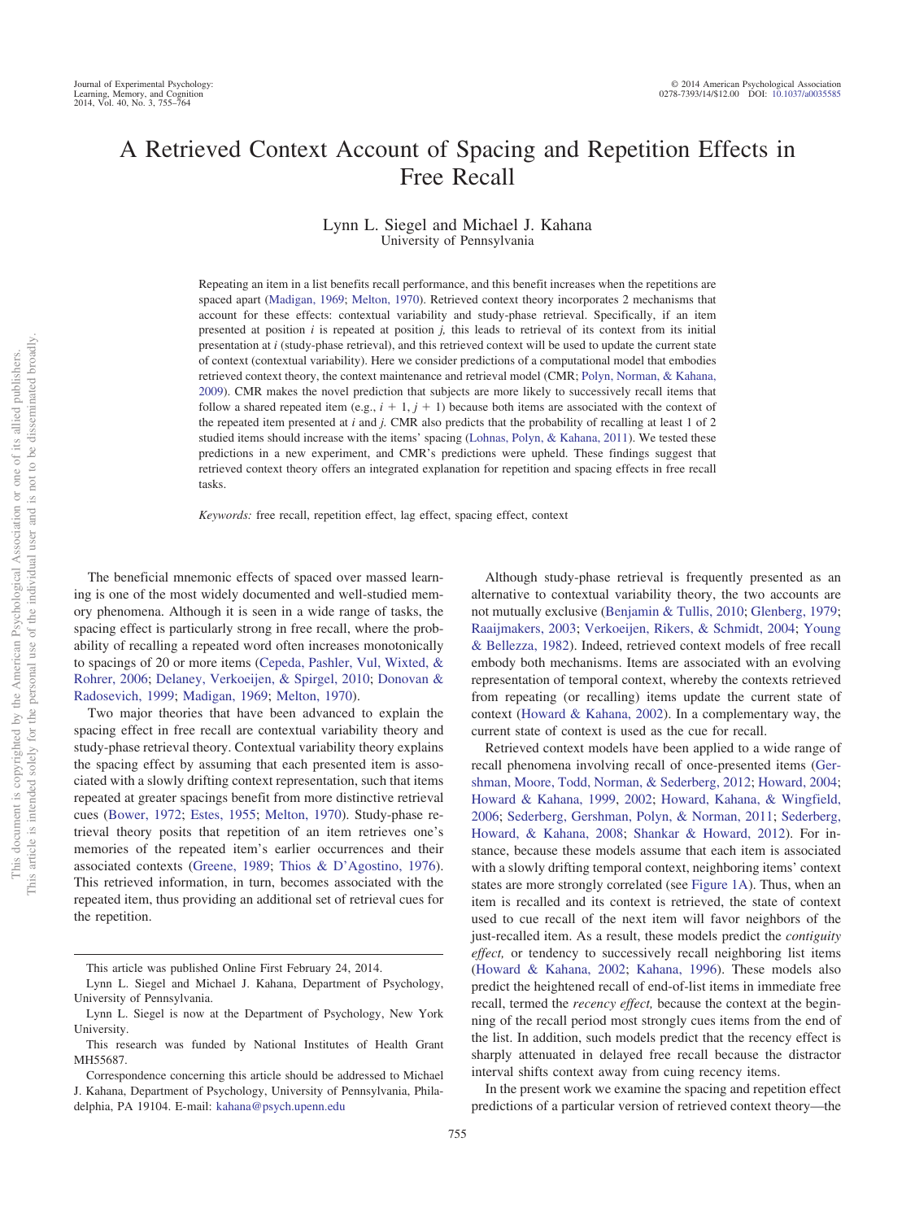# A Retrieved Context Account of Spacing and Repetition Effects in Free Recall

Lynn L. Siegel and Michael J. Kahana
University of Pennsylvania

Repeating an item in a list benefits recall performance, and this benefit increases when the repetitions are spaced apart (Madigan, 1969; Melton, 1970). Retrieved context theory incorporates 2 mechanisms that account for these effects: contextual variability and study-phase retrieval. Specifically, if an item presented at position $i$ is repeated at position $j$, this leads to retrieval of its context from its initial presentation at $i$ (study-phase retrieval), and this retrieved context will be used to update the current state of context (contextual variability). Here we consider predictions of a computational model that embodies retrieved context theory, the context maintenance and retrieval model (CMR; Polyn, Norman, & Kahana, 2009). CMR makes the novel prediction that subjects are more likely to successively recall items that follow a shared repeated item (e.g., $i + 1$, $j + 1$) because both items are associated with the context of the repeated item presented at $i$ and $j$. CMR also predicts that the probability of recalling at least 1 of 2 studied items should increase with the items' spacing (Lohnas, Polyn, & Kahana, 2011). We tested these predictions in a new experiment, and CMR's predictions were upheld. These findings suggest that retrieved context theory offers an integrated explanation for repetition and spacing effects in free recall tasks.

*Keywords:* free recall, repetition effect, lag effect, spacing effect, context

The beneficial mnemonic effects of spaced over massed learning is one of the most widely documented and well-studied memory phenomena. Although it is seen in a wide range of tasks, the spacing effect is particularly strong in free recall, where the probability of recalling a repeated word often increases monotonically to spacings of 20 or more items (Cepeda, Pashler, Vul, Wixted, & Rohrer, 2006; Delaney, Verkoeijen, & Spirgel, 2010; Donovan & Radosevich, 1999; Madigan, 1969; Melton, 1970).

Two major theories that have been advanced to explain the spacing effect in free recall are contextual variability theory and study-phase retrieval theory. Contextual variability theory explains the spacing effect by assuming that each presented item is associated with a slowly drifting context representation, such that items repeated at greater spacings benefit from more distinctive retrieval cues (Bower, 1972; Estes, 1955; Melton, 1970). Study-phase retrieval theory posits that repetition of an item retrieves one's memories of the repeated item's earlier occurrences and their associated contexts (Greene, 1989; Thios & D'Agostino, 1976). This retrieved information, in turn, becomes associated with the repeated item, thus providing an additional set of retrieval cues for the repetition.

Although study-phase retrieval is frequently presented as an alternative to contextual variability theory, the two accounts are not mutually exclusive (Benjamin & Tullis, 2010; Glenberg, 1979; Raaijmakers, 2003; Verkoeijen, Rikers, & Schmidt, 2004; Young & Bellezza, 1982). Indeed, retrieved context models of free recall embody both mechanisms. Items are associated with an evolving representation of temporal context, whereby the contexts retrieved from repeating (or recalling) items update the current state of context (Howard & Kahana, 2002). In a complementary way, the current state of context is used as the cue for recall.

Retrieved context models have been applied to a wide range of recall phenomena involving recall of once-presented items (Gershman, Moore, Todd, Norman, & Sederberg, 2012; Howard, 2004; Howard & Kahana, 1999, 2002; Howard, Kahana, & Wingfield, 2006; Sederberg, Gershman, Polyn, & Norman, 2011; Sederberg, Howard, & Kahana, 2008; Shankar & Howard, 2012). For instance, because these models assume that each item is associated with a slowly drifting temporal context, neighboring items' context states are more strongly correlated (see Figure 1A). Thus, when an item is recalled and its context is retrieved, the state of context used to cue recall of the next item will favor neighbors of the just-recalled item. As a result, these models predict the *contiguity effect,* or tendency to successively recall neighboring list items (Howard & Kahana, 2002; Kahana, 1996). These models also predict the heightened recall of end-of-list items in immediate free recall, termed the *recency effect,* because the context at the beginning of the recall period most strongly cues items from the end of the list. In addition, such models predict that the recency effect is sharply attenuated in delayed free recall because the distractor interval shifts context away from cuing recency items.

In the present work we examine the spacing and repetition effect predictions of a particular version of retrieved context theory—the

---

This article was published Online First February 24, 2014.

Lynn L. Siegel and Michael J. Kahana, Department of Psychology, University of Pennsylvania.

Lynn L. Siegel is now at the Department of Psychology, New York University.

This research was funded by National Institutes of Health Grant MH55687.

Correspondence concerning this article should be addressed to Michael J. Kahana, Department of Psychology, University of Pennsylvania, Philadelphia, PA 19104. E-mail: kahana@psych.upenn.edu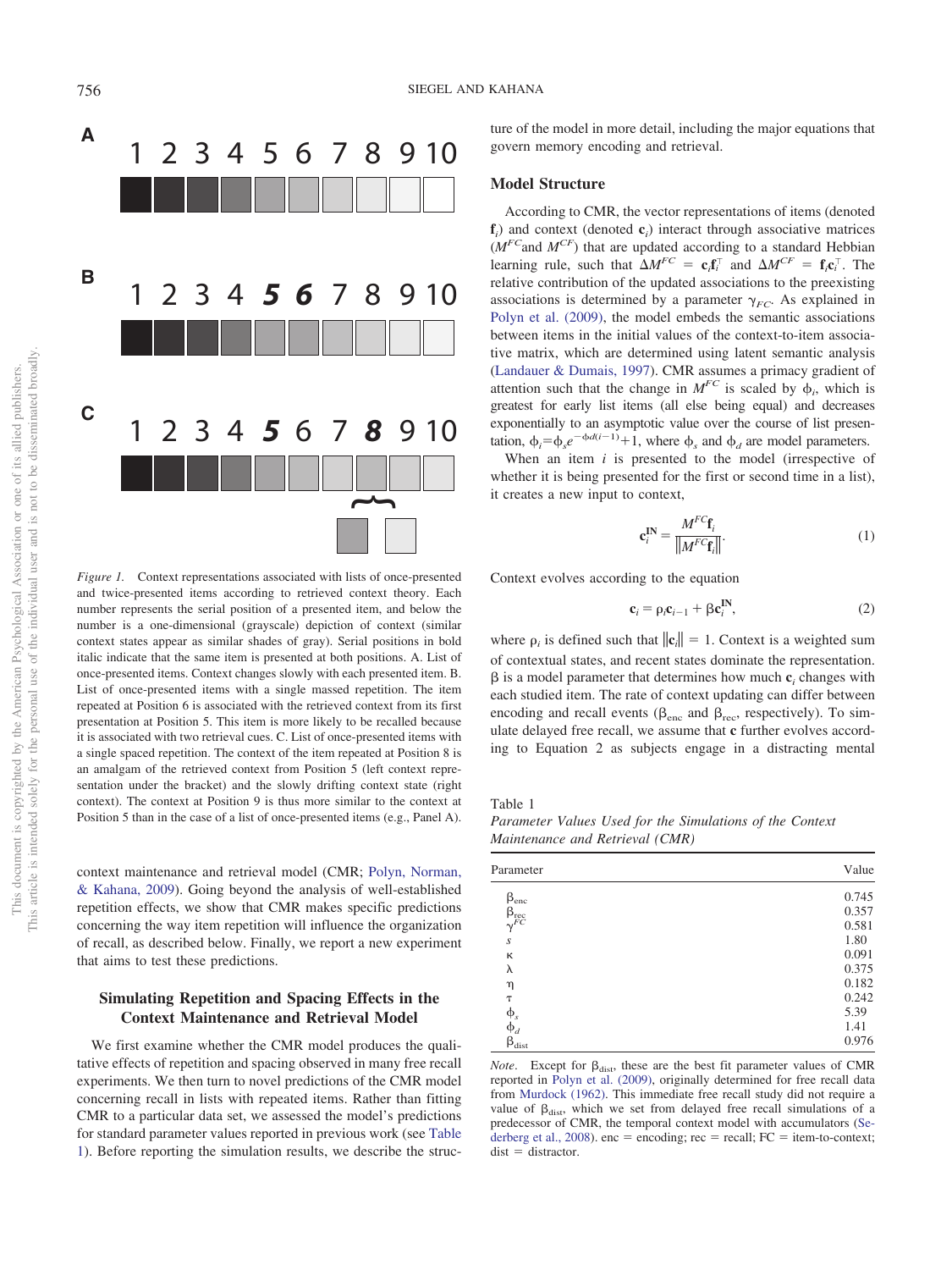*Figure 1.* Context representations associated with lists of once-presented and twice-presented items according to retrieved context theory. Each number represents the serial position of a presented item, and below the number is a one-dimensional (grayscale) depiction of context (similar context states appear as similar shades of gray). Serial positions in bold italic indicate that the same item is presented at both positions. A. List of once-presented items. Context changes slowly with each presented item. B. List of once-presented items with a single massed repetition. The item repeated at Position 6 is associated with the retrieved context from its first presentation at Position 5. This item is more likely to be recalled because it is associated with two retrieval cues. C. List of once-presented items with a single spaced repetition. The context of the item repeated at Position 8 is an amalgam of the retrieved context from Position 5 (left context representation under the bracket) and the slowly drifting context state (right context). The context at Position 9 is thus more similar to the context at Position 5 than in the case of a list of once-presented items (e.g., Panel A).

context maintenance and retrieval model (CMR; Polyn, Norman, & Kahana, 2009). Going beyond the analysis of well-established repetition effects, we show that CMR makes specific predictions concerning the way item repetition will influence the organization of recall, as described below. Finally, we report a new experiment that aims to test these predictions.

## Simulating Repetition and Spacing Effects in the Context Maintenance and Retrieval Model

We first examine whether the CMR model produces the qualitative effects of repetition and spacing observed in many free recall experiments. We then turn to novel predictions of the CMR model concerning recall in lists with repeated items. Rather than fitting CMR to a particular data set, we assessed the model's predictions for standard parameter values reported in previous work (see Table 1). Before reporting the simulation results, we describe the structure of the model in more detail, including the major equations that govern memory encoding and retrieval.

### Model Structure

According to CMR, the vector representations of items (denoted $\mathbf{f}_i$) and context (denoted $\mathbf{c}_i$) interact through associative matrices ($M^{FC}$ and $M^{CF}$) that are updated according to a standard Hebbian learning rule, such that $\Delta M^{FC} = \mathbf{c}_i\mathbf{f}_i^{\top}$ and $\Delta M^{CF} = \mathbf{f}_i\mathbf{c}_i^{\top}$. The relative contribution of the updated associations to the preexisting associations is determined by a parameter $\gamma_{FC}$. As explained in Polyn et al. (2009), the model embeds the semantic associations between items in the initial values of the context-to-item associative matrix, which are determined using latent semantic analysis (Landauer & Dumais, 1997). CMR assumes a primacy gradient of attention such that the change in $M^{FC}$ is scaled by $\phi_i$, which is greatest for early list items (all else being equal) and decreases exponentially to an asymptotic value over the course of list presentation, $\phi_i = \phi_s e^{-\phi_d(i-1)} + 1$, where $\phi_s$ and $\phi_d$ are model parameters.

When an item $i$ is presented to the model (irrespective of whether it is being presented for the first or second time in a list), it creates a new input to context,

$$\mathbf{c}_i^{\mathbf{IN}} = \frac{M^{FC}\mathbf{f}_i}{\|M^{FC}\mathbf{f}_i\|}. \tag{1}$$

Context evolves according to the equation

$$\mathbf{c}_i = \rho_i \mathbf{c}_{i-1} + \beta \mathbf{c}_i^{\mathbf{IN}}, \tag{2}$$

where $\rho_i$ is defined such that $\|\mathbf{c}_i\| = 1$. Context is a weighted sum of contextual states, and recent states dominate the representation. $\beta$ is a model parameter that determines how much $\mathbf{c}_i$ changes with each studied item. The rate of context updating can differ between encoding and recall events ($\beta_{\text{enc}}$ and $\beta_{\text{rec}}$, respectively). To simulate delayed free recall, we assume that $\mathbf{c}$ further evolves according to Equation 2 as subjects engage in a distracting mental

Table 1
*Parameter Values Used for the Simulations of the Context Maintenance and Retrieval (CMR)*

| Parameter | Value |
|---|---|
| $\beta_{\text{enc}}$ | 0.745 |
| $\beta_{\text{rec}}$ | 0.357 |
| $\gamma^{FC}$ | 0.581 |
| $s$ | 1.80 |
| $\kappa$ | 0.091 |
| $\lambda$ | 0.375 |
| $\eta$ | 0.182 |
| $\tau$ | 0.242 |
| $\phi_s$ | 5.39 |
| $\phi_d$ | 1.41 |
| $\beta_{\text{dist}}$ | 0.976 |

*Note.* Except for $\beta_{\text{dist}}$, these are the best fit parameter values of CMR reported in Polyn et al. (2009), originally determined for free recall data from Murdock (1962). This immediate free recall study did not require a value of $\beta_{\text{dist}}$, which we set from delayed free recall simulations of a predecessor of CMR, the temporal context model with accumulators (Sederberg et al., 2008). enc = encoding; rec = recall; FC = item-to-context; dist = distractor.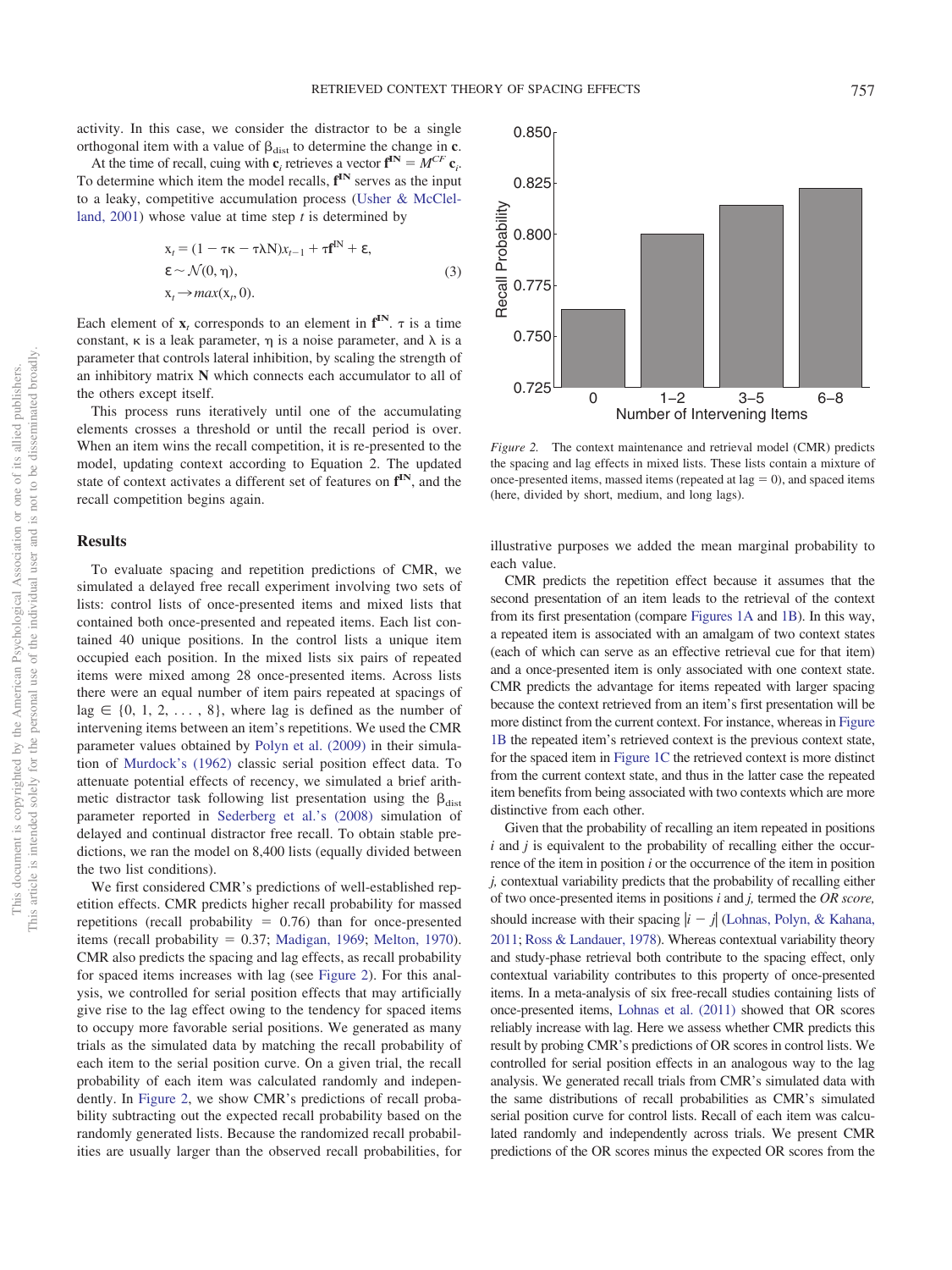activity. In this case, we consider the distractor to be a single orthogonal item with a value of $\beta_{dist}$ to determine the change in $\mathbf{c}$.

At the time of recall, cuing with $\mathbf{c}_i$ retrieves a vector $\mathbf{f}^{IN} = M^{CF}\mathbf{c}_i$. To determine which item the model recalls, $\mathbf{f}^{IN}$ serves as the input to a leaky, competitive accumulation process (Usher & McClelland, 2001) whose value at time step $t$ is determined by

$$
\begin{aligned}
x_t &= (1 - \tau\kappa - \tau\lambda N)x_{t-1} + \tau \mathbf{f}^{IN} + \varepsilon, \\
\varepsilon &\sim \mathcal{N}(0, \eta), \\
x_t &\rightarrow max(x_t, 0).
\end{aligned}
\tag{3}
$$

Each element of $\mathbf{x}_t$ corresponds to an element in $\mathbf{f}^{IN}$. $\tau$ is a time constant, $\kappa$ is a leak parameter, $\eta$ is a noise parameter, and $\lambda$ is a parameter that controls lateral inhibition, by scaling the strength of an inhibitory matrix $\mathbf{N}$ which connects each accumulator to all of the others except itself.

This process runs iteratively until one of the accumulating elements crosses a threshold or until the recall period is over. When an item wins the recall competition, it is re-presented to the model, updating context according to Equation 2. The updated state of context activates a different set of features on $\mathbf{f}^{IN}$, and the recall competition begins again.

## Results

To evaluate spacing and repetition predictions of CMR, we simulated a delayed free recall experiment involving two sets of lists: control lists of once-presented items and mixed lists that contained both once-presented and repeated items. Each list contained 40 unique positions. In the control lists a unique item occupied each position. In the mixed lists six pairs of repeated items were mixed among 28 once-presented items. Across lists there were an equal number of item pairs repeated at spacings of lag $\in \{0, 1, 2, \ldots, 8\}$, where lag is defined as the number of intervening items between an item's repetitions. We used the CMR parameter values obtained by Polyn et al. (2009) in their simulation of Murdock's (1962) classic serial position effect data. To attenuate potential effects of recency, we simulated a brief arithmetic distractor task following list presentation using the $\beta_{dist}$ parameter reported in Sederberg et al.'s (2008) simulation of delayed and continual distractor free recall. To obtain stable predictions, we ran the model on 8,400 lists (equally divided between the two list conditions).

We first considered CMR's predictions of well-established repetition effects. CMR predicts higher recall probability for massed repetitions (recall probability = 0.76) than for once-presented items (recall probability = 0.37; Madigan, 1969; Melton, 1970). CMR also predicts the spacing and lag effects, as recall probability for spaced items increases with lag (see Figure 2). For this analysis, we controlled for serial position effects that may artificially give rise to the lag effect owing to the tendency for spaced items to occupy more favorable serial positions. We generated as many trials as the simulated data by matching the recall probability of each item to the serial position curve. On a given trial, the recall probability of each item was calculated randomly and independently. In Figure 2, we show CMR's predictions of recall probability subtracting out the expected recall probability based on the randomly generated lists. Because the randomized recall probabilities are usually larger than the observed recall probabilities, for illustrative purposes we added the mean marginal probability to each value.

*Figure 2.* The context maintenance and retrieval model (CMR) predicts the spacing and lag effects in mixed lists. These lists contain a mixture of once-presented items, massed items (repeated at lag = 0), and spaced items (here, divided by short, medium, and long lags).

CMR predicts the repetition effect because it assumes that the second presentation of an item leads to the retrieval of the context from its first presentation (compare Figures 1A and 1B). In this way, a repeated item is associated with an amalgam of two context states (each of which can serve as an effective retrieval cue for that item) and a once-presented item is only associated with one context state. CMR predicts the advantage for items repeated with larger spacing because the context retrieved from an item's first presentation will be more distinct from the current context. For instance, whereas in Figure 1B the repeated item's retrieved context is the previous context state, for the spaced item in Figure 1C the retrieved context is more distinct from the current context state, and thus in the latter case the repeated item benefits from being associated with two contexts which are more distinctive from each other.

Given that the probability of recalling an item repeated in positions $i$ and $j$ is equivalent to the probability of recalling either the occurrence of the item in position $i$ or the occurrence of the item in position $j$, contextual variability predicts that the probability of recalling either of two once-presented items in positions $i$ and $j$, termed the *OR score,* should increase with their spacing $|i - j|$ (Lohnas, Polyn, & Kahana, 2011; Ross & Landauer, 1978). Whereas contextual variability theory and study-phase retrieval both contribute to the spacing effect, only contextual variability contributes to this property of once-presented items. In a meta-analysis of six free-recall studies containing lists of once-presented items, Lohnas et al. (2011) showed that OR scores reliably increase with lag. Here we assess whether CMR predicts this result by probing CMR's predictions of OR scores in control lists. We controlled for serial position effects in an analogous way to the lag analysis. We generated recall trials from CMR's simulated data with the same distributions of recall probabilities as CMR's simulated serial position curve for control lists. Recall of each item was calculated randomly and independently across trials. We present CMR predictions of the OR scores minus the expected OR scores from the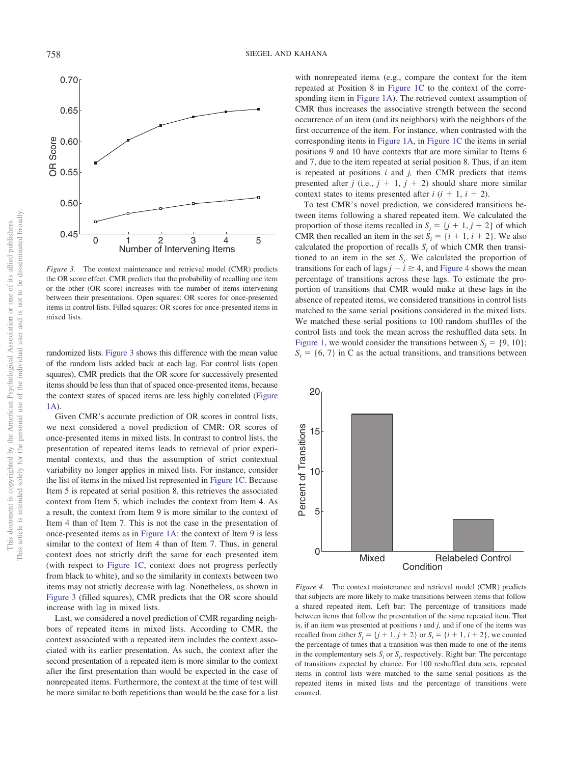*Figure 3.* The context maintenance and retrieval model (CMR) predicts the OR score effect. CMR predicts that the probability of recalling one item or the other (OR score) increases with the number of items intervening between their presentations. Open squares: OR scores for once-presented items in control lists. Filled squares: OR scores for once-presented items in mixed lists.

randomized lists. Figure 3 shows this difference with the mean value of the random lists added back at each lag. For control lists (open squares), CMR predicts that the OR score for successively presented items should be less than that of spaced once-presented items, because the context states of spaced items are less highly correlated (Figure 1A).

Given CMR's accurate prediction of OR scores in control lists, we next considered a novel prediction of CMR: OR scores of once-presented items in mixed lists. In contrast to control lists, the presentation of repeated items leads to retrieval of prior experimental contexts, and thus the assumption of strict contextual variability no longer applies in mixed lists. For instance, consider the list of items in the mixed list represented in Figure 1C. Because Item 5 is repeated at serial position 8, this retrieves the associated context from Item 5, which includes the context from Item 4. As a result, the context from Item 9 is more similar to the context of Item 4 than of Item 7. This is not the case in the presentation of once-presented items as in Figure 1A: the context of Item 9 is less similar to the context of Item 4 than of Item 7. Thus, in general context does not strictly drift the same for each presented item (with respect to Figure 1C, context does not progress perfectly from black to white), and so the similarity in contexts between two items may not strictly decrease with lag. Nonetheless, as shown in Figure 3 (filled squares), CMR predicts that the OR score should increase with lag in mixed lists.

Last, we considered a novel prediction of CMR regarding neighbors of repeated items in mixed lists. According to CMR, the context associated with a repeated item includes the context associated with its earlier presentation. As such, the context after the second presentation of a repeated item is more similar to the context after the first presentation than would be expected in the case of nonrepeated items. Furthermore, the context at the time of test will be more similar to both repetitions than would be the case for a list with nonrepeated items (e.g., compare the context for the item repeated at Position 8 in Figure 1C to the context of the corresponding item in Figure 1A). The retrieved context assumption of CMR thus increases the associative strength between the second occurrence of an item (and its neighbors) with the neighbors of the first occurrence of the item. For instance, when contrasted with the corresponding items in Figure 1A, in Figure 1C the items in serial positions 9 and 10 have contexts that are more similar to Items 6 and 7, due to the item repeated at serial position 8. Thus, if an item is repeated at positions $i$ and $j$, then CMR predicts that items presented after $j$ (i.e., $j + 1$, $j + 2$) should share more similar context states to items presented after $i$ ($i + 1$, $i + 2$).

To test CMR's novel prediction, we considered transitions between items following a shared repeated item. We calculated the proportion of those items recalled in $S_j = \{j + 1, j + 2\}$ of which CMR then recalled an item in the set $S_i = \{i + 1, i + 2\}$. We also calculated the proportion of recalls $S_i$ of which CMR then transitioned to an item in the set $S_j$. We calculated the proportion of transitions for each of lags $j - i \geq 4$, and Figure 4 shows the mean percentage of transitions across these lags. To estimate the proportion of transitions that CMR would make at these lags in the absence of repeated items, we considered transitions in control lists matched to the same serial positions considered in the mixed lists. We matched these serial positions to 100 random shuffles of the control lists and took the mean across the reshuffled data sets. In Figure 1, we would consider the transitions between $S_j = \{9, 10\}$; $S_i = \{6, 7\}$ in C as the actual transitions, and transitions between

*Figure 4.* The context maintenance and retrieval model (CMR) predicts that subjects are more likely to make transitions between items that follow a shared repeated item. Left bar: The percentage of transitions made between items that follow the presentation of the same repeated item. That is, if an item was presented at positions $i$ and $j$, and if one of the items was recalled from either $S_j = \{j + 1, j + 2\}$ or $S_i = \{i + 1, i + 2\}$, we counted the percentage of times that a transition was then made to one of the items in the complementary sets $S_i$ or $S_j$, respectively. Right bar: The percentage of transitions expected by chance. For 100 reshuffled data sets, repeated items in control lists were matched to the same serial positions as the repeated items in mixed lists and the percentage of transitions were counted.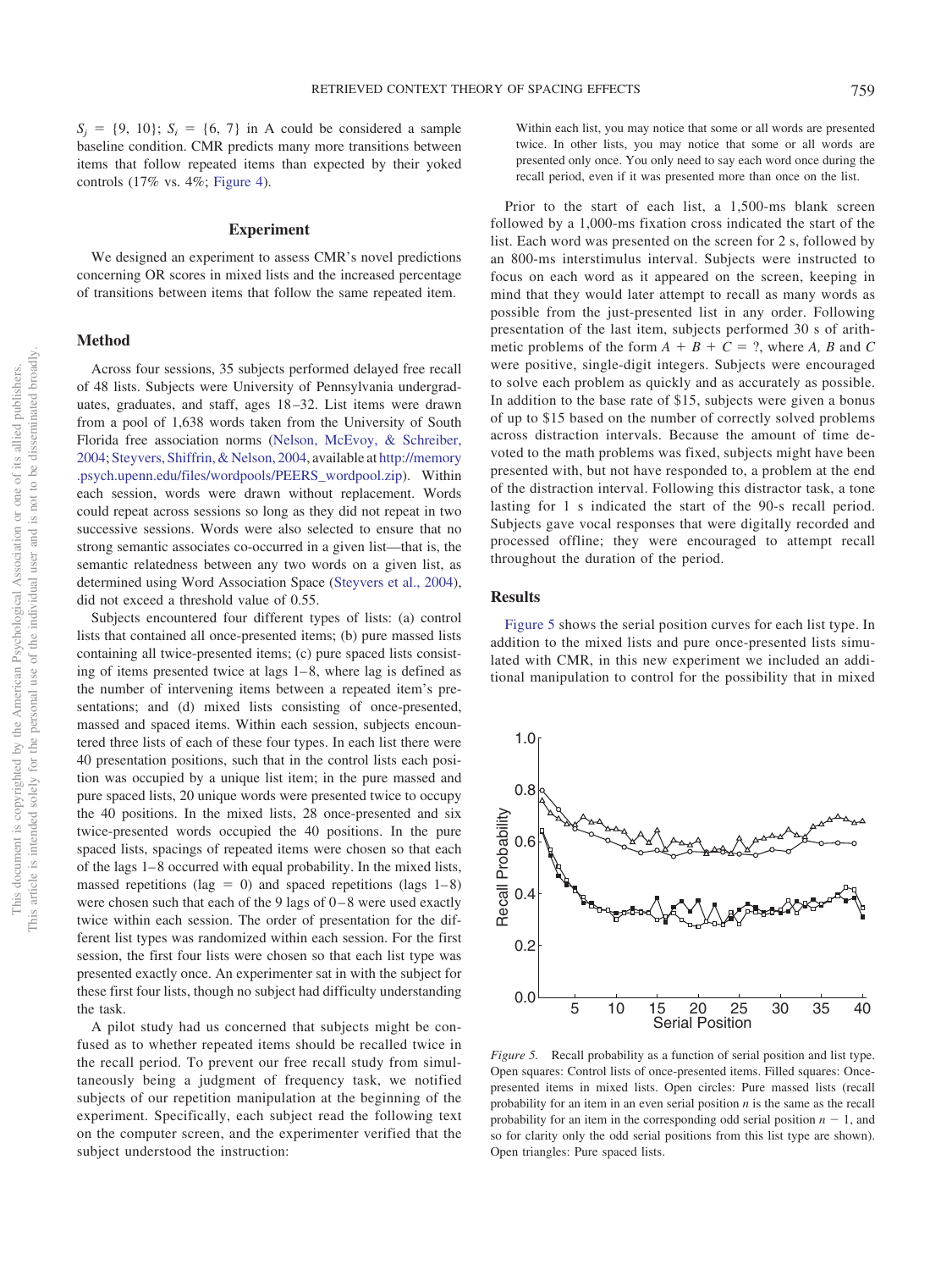$S_j$ = {9, 10}; $S_i$ = {6, 7} in A could be considered a sample baseline condition. CMR predicts many more transitions between items that follow repeated items than expected by their yoked controls (17% vs. 4%; Figure 4).

## Experiment

We designed an experiment to assess CMR's novel predictions concerning OR scores in mixed lists and the increased percentage of transitions between items that follow the same repeated item.

### Method

Across four sessions, 35 subjects performed delayed free recall of 48 lists. Subjects were University of Pennsylvania undergraduates, graduates, and staff, ages 18–32. List items were drawn from a pool of 1,638 words taken from the University of South Florida free association norms (Nelson, McEvoy, & Schreiber, 2004; Steyvers, Shiffrin, & Nelson, 2004, available at http://memory.psych.upenn.edu/files/wordpools/PEERS_wordpool.zip). Within each session, words were drawn without replacement. Words could repeat across sessions so long as they did not repeat in two successive sessions. Words were also selected to ensure that no strong semantic associates co-occurred in a given list—that is, the semantic relatedness between any two words on a given list, as determined using Word Association Space (Steyvers et al., 2004), did not exceed a threshold value of 0.55.

Subjects encountered four different types of lists: (a) control lists that contained all once-presented items; (b) pure massed lists containing all twice-presented items; (c) pure spaced lists consisting of items presented twice at lags 1–8, where lag is defined as the number of intervening items between a repeated item's presentations; and (d) mixed lists consisting of once-presented, massed and spaced items. Within each session, subjects encountered three lists of each of these four types. In each list there were 40 presentation positions, such that in the control lists each position was occupied by a unique list item; in the pure massed and pure spaced lists, 20 unique words were presented twice to occupy the 40 positions. In the mixed lists, 28 once-presented and six twice-presented words occupied the 40 positions. In the pure spaced lists, spacings of repeated items were chosen so that each of the lags 1–8 occurred with equal probability. In the mixed lists, massed repetitions (lag = 0) and spaced repetitions (lags 1–8) were chosen such that each of the 9 lags of 0–8 were used exactly twice within each session. The order of presentation for the different list types was randomized within each session. For the first session, the first four lists were chosen so that each list type was presented exactly once. An experimenter sat in with the subject for these first four lists, though no subject had difficulty understanding the task.

A pilot study had us concerned that subjects might be confused as to whether repeated items should be recalled twice in the recall period. To prevent our free recall study from simultaneously being a judgment of frequency task, we notified subjects of our repetition manipulation at the beginning of the experiment. Specifically, each subject read the following text on the computer screen, and the experimenter verified that the subject understood the instruction:

> Within each list, you may notice that some or all words are presented twice. In other lists, you may notice that some or all words are presented only once. You only need to say each word once during the recall period, even if it was presented more than once on the list.

Prior to the start of each list, a 1,500-ms blank screen followed by a 1,000-ms fixation cross indicated the start of the list. Each word was presented on the screen for 2 s, followed by an 800-ms interstimulus interval. Subjects were instructed to focus on each word as it appeared on the screen, keeping in mind that they would later attempt to recall as many words as possible from the just-presented list in any order. Following presentation of the last item, subjects performed 30 s of arithmetic problems of the form $A + B + C = ?$, where $A$, $B$ and $C$ were positive, single-digit integers. Subjects were encouraged to solve each problem as quickly and as accurately as possible. In addition to the base rate of $15, subjects were given a bonus of up to $15 based on the number of correctly solved problems across distraction intervals. Because the amount of time devoted to the math problems was fixed, subjects might have been presented with, but not have responded to, a problem at the end of the distraction interval. Following this distractor task, a tone lasting for 1 s indicated the start of the 90-s recall period. Subjects gave vocal responses that were digitally recorded and processed offline; they were encouraged to attempt recall throughout the duration of the period.

### Results

Figure 5 shows the serial position curves for each list type. In addition to the mixed lists and pure once-presented lists simulated with CMR, in this new experiment we included an additional manipulation to control for the possibility that in mixed

*Figure 5.* Recall probability as a function of serial position and list type. Open squares: Control lists of once-presented items. Filled squares: Once-presented items in mixed lists. Open circles: Pure massed lists (recall probability for an item in an even serial position $n$ is the same as the recall probability for an item in the corresponding odd serial position $n - 1$, and so for clarity only the odd serial positions from this list type are shown). Open triangles: Pure spaced lists.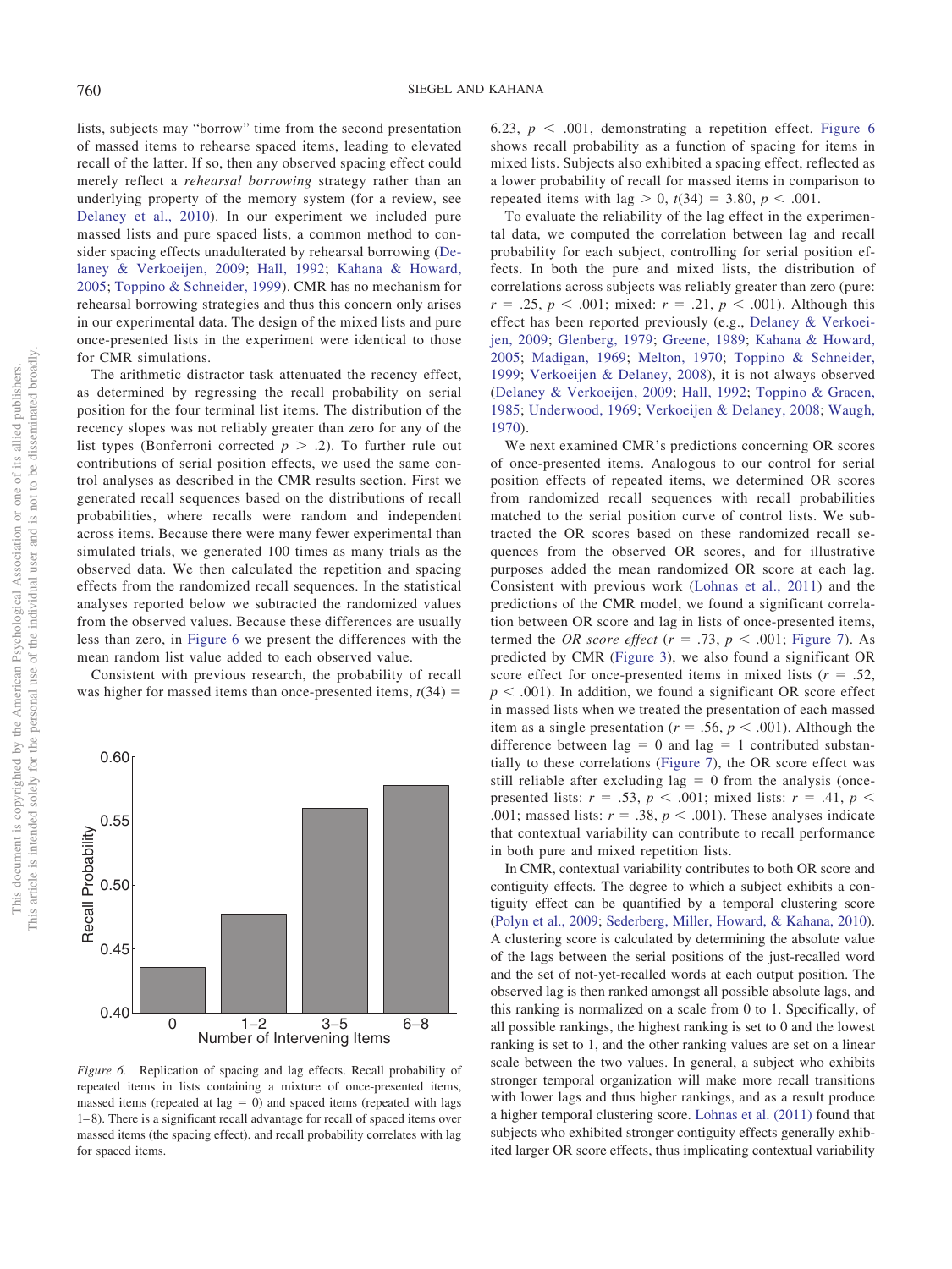lists, subjects may "borrow" time from the second presentation of massed items to rehearse spaced items, leading to elevated recall of the latter. If so, then any observed spacing effect could merely reflect a *rehearsal borrowing* strategy rather than an underlying property of the memory system (for a review, see Delaney et al., 2010). In our experiment we included pure massed lists and pure spaced lists, a common method to consider spacing effects unadulterated by rehearsal borrowing (Delaney & Verkoeijen, 2009; Hall, 1992; Kahana & Howard, 2005; Toppino & Schneider, 1999). CMR has no mechanism for rehearsal borrowing strategies and thus this concern only arises in our experimental data. The design of the mixed lists and pure once-presented lists in the experiment were identical to those for CMR simulations.

The arithmetic distractor task attenuated the recency effect, as determined by regressing the recall probability on serial position for the four terminal list items. The distribution of the recency slopes was not reliably greater than zero for any of the list types (Bonferroni corrected $p > .2$). To further rule out contributions of serial position effects, we used the same control analyses as described in the CMR results section. First we generated recall sequences based on the distributions of recall probabilities, where recalls were random and independent across items. Because there were many fewer experimental than simulated trials, we generated 100 times as many trials as the observed data. We then calculated the repetition and spacing effects from the randomized recall sequences. In the statistical analyses reported below we subtracted the randomized values from the observed values. Because these differences are usually less than zero, in Figure 6 we present the differences with the mean random list value added to each observed value.

Consistent with previous research, the probability of recall was higher for massed items than once-presented items, $t(34) = 6.23$, $p < .001$, demonstrating a repetition effect. Figure 6 shows recall probability as a function of spacing for items in mixed lists. Subjects also exhibited a spacing effect, reflected as a lower probability of recall for massed items in comparison to repeated items with lag $> 0$, $t(34) = 3.80$, $p < .001$.

*Figure 6.* Replication of spacing and lag effects. Recall probability of repeated items in lists containing a mixture of once-presented items, massed items (repeated at lag = 0) and spaced items (repeated with lags 1–8). There is a significant recall advantage for recall of spaced items over massed items (the spacing effect), and recall probability correlates with lag for spaced items.

To evaluate the reliability of the lag effect in the experimental data, we computed the correlation between lag and recall probability for each subject, controlling for serial position effects. In both the pure and mixed lists, the distribution of correlations across subjects was reliably greater than zero (pure: $r = .25$, $p < .001$; mixed: $r = .21$, $p < .001$). Although this effect has been reported previously (e.g., Delaney & Verkoeijen, 2009; Glenberg, 1979; Greene, 1989; Kahana & Howard, 2005; Madigan, 1969; Melton, 1970; Toppino & Schneider, 1999; Verkoeijen & Delaney, 2008), it is not always observed (Delaney & Verkoeijen, 2009; Hall, 1992; Toppino & Gracen, 1985; Underwood, 1969; Verkoeijen & Delaney, 2008; Waugh, 1970).

We next examined CMR's predictions concerning OR scores of once-presented items. Analogous to our control for serial position effects of repeated items, we determined OR scores from randomized recall sequences with recall probabilities matched to the serial position curve of control lists. We subtracted the OR scores based on these randomized recall sequences from the observed OR scores, and for illustrative purposes added the mean randomized OR score at each lag. Consistent with previous work (Lohnas et al., 2011) and the predictions of the CMR model, we found a significant correlation between OR score and lag in lists of once-presented items, termed the *OR score effect* ($r = .73$, $p < .001$; Figure 7). As predicted by CMR (Figure 3), we also found a significant OR score effect for once-presented items in mixed lists ($r = .52$, $p < .001$). In addition, we found a significant OR score effect in massed lists when we treated the presentation of each massed item as a single presentation ($r = .56$, $p < .001$). Although the difference between lag = 0 and lag = 1 contributed substantially to these correlations (Figure 7), the OR score effect was still reliable after excluding lag = 0 from the analysis (once-presented lists: $r = .53$, $p < .001$; mixed lists: $r = .41$, $p < .001$; massed lists: $r = .38$, $p < .001$). These analyses indicate that contextual variability can contribute to recall performance in both pure and mixed repetition lists.

In CMR, contextual variability contributes to both OR score and contiguity effects. The degree to which a subject exhibits a contiguity effect can be quantified by a temporal clustering score (Polyn et al., 2009; Sederberg, Miller, Howard, & Kahana, 2010). A clustering score is calculated by determining the absolute value of the lags between the serial positions of the just-recalled word and the set of not-yet-recalled words at each output position. The observed lag is then ranked amongst all possible absolute lags, and this ranking is normalized on a scale from 0 to 1. Specifically, of all possible rankings, the highest ranking is set to 0 and the lowest ranking is set to 1, and the other ranking values are set on a linear scale between the two values. In general, a subject who exhibits stronger temporal organization will make more recall transitions with lower lags and thus higher rankings, and as a result produce a higher temporal clustering score. Lohnas et al. (2011) found that subjects who exhibited stronger contiguity effects generally exhibited larger OR score effects, thus implicating contextual variability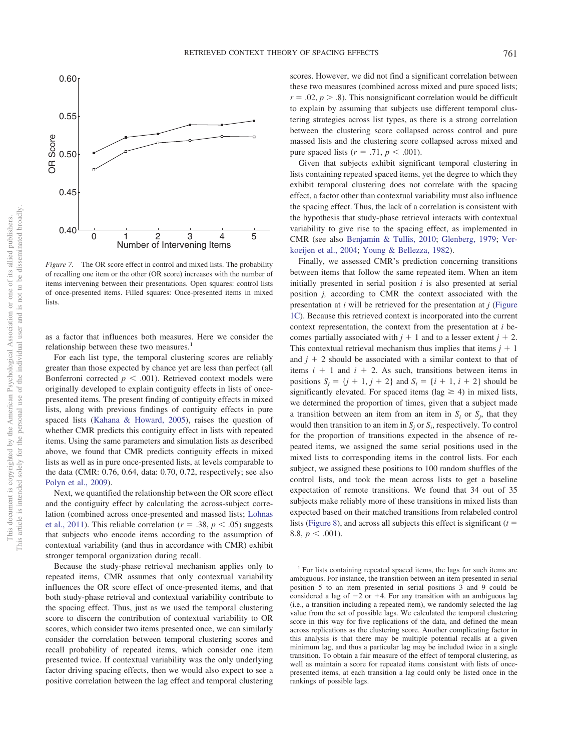*Figure 7.* The OR score effect in control and mixed lists. The probability of recalling one item or the other (OR score) increases with the number of items intervening between their presentations. Open squares: control lists of once-presented items. Filled squares: Once-presented items in mixed lists.

as a factor that influences both measures. Here we consider the relationship between these two measures.[1]

For each list type, the temporal clustering scores are reliably greater than those expected by chance yet are less than perfect (all Bonferroni corrected $p < .001$). Retrieved context models were originally developed to explain contiguity effects in lists of once-presented items. The present finding of contiguity effects in mixed lists, along with previous findings of contiguity effects in pure spaced lists (Kahana & Howard, 2005), raises the question of whether CMR predicts this contiguity effect in lists with repeated items. Using the same parameters and simulation lists as described above, we found that CMR predicts contiguity effects in mixed lists as well as in pure once-presented lists, at levels comparable to the data (CMR: 0.76, 0.64, data: 0.70, 0.72, respectively; see also Polyn et al., 2009).

Next, we quantified the relationship between the OR score effect and the contiguity effect by calculating the across-subject correlation (combined across once-presented and massed lists; Lohnas et al., 2011). This reliable correlation ($r = .38$, $p < .05$) suggests that subjects who encode items according to the assumption of contextual variability (and thus in accordance with CMR) exhibit stronger temporal organization during recall.

Because the study-phase retrieval mechanism applies only to repeated items, CMR assumes that only contextual variability influences the OR score effect of once-presented items, and that both study-phase retrieval and contextual variability contribute to the spacing effect. Thus, just as we used the temporal clustering score to discern the contribution of contextual variability to OR scores, which consider two items presented once, we can similarly consider the correlation between temporal clustering scores and recall probability of repeated items, which consider one item presented twice. If contextual variability was the only underlying factor driving spacing effects, then we would also expect to see a positive correlation between the lag effect and temporal clustering scores. However, we did not find a significant correlation between these two measures (combined across mixed and pure spaced lists; $r = .02$, $p > .8$). This nonsignificant correlation would be difficult to explain by assuming that subjects use different temporal clustering strategies across list types, as there is a strong correlation between the clustering score collapsed across control and pure massed lists and the clustering score collapsed across mixed and pure spaced lists ($r = .71$, $p < .001$).

Given that subjects exhibit significant temporal clustering in lists containing repeated spaced items, yet the degree to which they exhibit temporal clustering does not correlate with the spacing effect, a factor other than contextual variability must also influence the spacing effect. Thus, the lack of a correlation is consistent with the hypothesis that study-phase retrieval interacts with contextual variability to give rise to the spacing effect, as implemented in CMR (see also Benjamin & Tullis, 2010; Glenberg, 1979; Verkoeijen et al., 2004; Young & Bellezza, 1982).

Finally, we assessed CMR's prediction concerning transitions between items that follow the same repeated item. When an item initially presented in serial position $i$ is also presented at serial position $j$, according to CMR the context associated with the presentation at $i$ will be retrieved for the presentation at $j$ (Figure 1C). Because this retrieved context is incorporated into the current context representation, the context from the presentation at $i$ becomes partially associated with $j + 1$ and to a lesser extent $j + 2$. This contextual retrieval mechanism thus implies that items $j + 1$ and $j + 2$ should be associated with a similar context to that of items $i + 1$ and $i + 2$. As such, transitions between items in positions $S_j = \{j + 1, j + 2\}$ and $S_i = \{i + 1, i + 2\}$ should be significantly elevated. For spaced items (lag $\geq 4$) in mixed lists, we determined the proportion of times, given that a subject made a transition between an item from an item in $S_i$ or $S_j$, that they would then transition to an item in $S_j$ or $S_i$, respectively. To control for the proportion of transitions expected in the absence of repeated items, we assigned the same serial positions used in the mixed lists to corresponding items in the control lists. For each subject, we assigned these positions to 100 random shuffles of the control lists, and took the mean across lists to get a baseline expectation of remote transitions. We found that 34 out of 35 subjects make reliably more of these transitions in mixed lists than expected based on their matched transitions from relabeled control lists (Figure 8), and across all subjects this effect is significant ($t = 8.8$, $p < .001$).

[1] For lists containing repeated spaced items, the lags for such items are ambiguous. For instance, the transition between an item presented in serial position 5 to an item presented in serial positions 3 and 9 could be considered a lag of −2 or +4. For any transition with an ambiguous lag (i.e., a transition including a repeated item), we randomly selected the lag value from the set of possible lags. We calculated the temporal clustering score in this way for five replications of the data, and defined the mean across replications as the clustering score. Another complicating factor in this analysis is that there may be multiple potential recalls at a given minimum lag, and thus a particular lag may be included twice in a single transition. To obtain a fair measure of the effect of temporal clustering, as well as maintain a score for repeated items consistent with lists of once-presented items, at each transition a lag could only be listed once in the rankings of possible lags.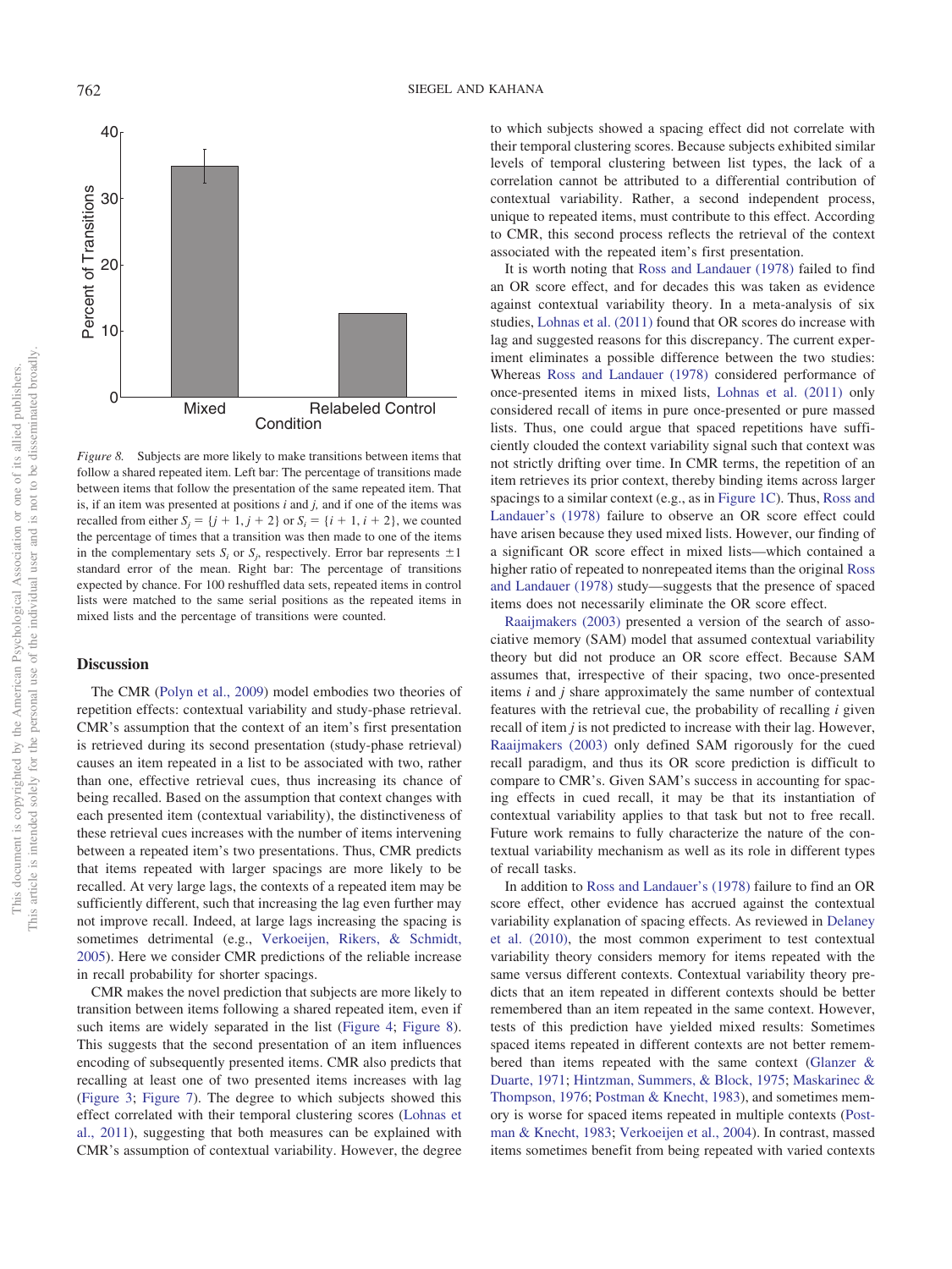*Figure 8.* Subjects are more likely to make transitions between items that follow a shared repeated item. Left bar: The percentage of transitions made between items that follow the presentation of the same repeated item. That is, if an item was presented at positions $i$ and $j$, and if one of the items was recalled from either $S_j = \{j + 1, j + 2\}$ or $S_i = \{i + 1, i + 2\}$, we counted the percentage of times that a transition was then made to one of the items in the complementary sets $S_i$ or $S_j$, respectively. Error bar represents ±1 standard error of the mean. Right bar: The percentage of transitions expected by chance. For 100 reshuffled data sets, repeated items in control lists were matched to the same serial positions as the repeated items in mixed lists and the percentage of transitions were counted.

## Discussion

The CMR (Polyn et al., 2009) model embodies two theories of repetition effects: contextual variability and study-phase retrieval. CMR's assumption that the context of an item's first presentation is retrieved during its second presentation (study-phase retrieval) causes an item repeated in a list to be associated with two, rather than one, effective retrieval cues, thus increasing its chance of being recalled. Based on the assumption that context changes with each presented item (contextual variability), the distinctiveness of these retrieval cues increases with the number of items intervening between a repeated item's two presentations. Thus, CMR predicts that items repeated with larger spacings are more likely to be recalled. At very large lags, the contexts of a repeated item may be sufficiently different, such that increasing the lag even further may not improve recall. Indeed, at large lags increasing the spacing is sometimes detrimental (e.g., Verkoeijen, Rikers, & Schmidt, 2005). Here we consider CMR predictions of the reliable increase in recall probability for shorter spacings.

CMR makes the novel prediction that subjects are more likely to transition between items following a shared repeated item, even if such items are widely separated in the list (Figure 4; Figure 8). This suggests that the second presentation of an item influences encoding of subsequently presented items. CMR also predicts that recalling at least one of two presented items increases with lag (Figure 3; Figure 7). The degree to which subjects showed this effect correlated with their temporal clustering scores (Lohnas et al., 2011), suggesting that both measures can be explained with CMR's assumption of contextual variability. However, the degree to which subjects showed a spacing effect did not correlate with their temporal clustering scores. Because subjects exhibited similar levels of temporal clustering between list types, the lack of a correlation cannot be attributed to a differential contribution of contextual variability. Rather, a second independent process, unique to repeated items, must contribute to this effect. According to CMR, this second process reflects the retrieval of the context associated with the repeated item's first presentation.

It is worth noting that Ross and Landauer (1978) failed to find an OR score effect, and for decades this was taken as evidence against contextual variability theory. In a meta-analysis of six studies, Lohnas et al. (2011) found that OR scores do increase with lag and suggested reasons for this discrepancy. The current experiment eliminates a possible difference between the two studies: Whereas Ross and Landauer (1978) considered performance of once-presented items in mixed lists, Lohnas et al. (2011) only considered recall of items in pure once-presented or pure massed lists. Thus, one could argue that spaced repetitions have sufficiently clouded the context variability signal such that context was not strictly drifting over time. In CMR terms, the repetition of an item retrieves its prior context, thereby binding items across larger spacings to a similar context (e.g., as in Figure 1C). Thus, Ross and Landauer's (1978) failure to observe an OR score effect could have arisen because they used mixed lists. However, our finding of a significant OR score effect in mixed lists—which contained a higher ratio of repeated to nonrepeated items than the original Ross and Landauer (1978) study—suggests that the presence of spaced items does not necessarily eliminate the OR score effect.

Raaijmakers (2003) presented a version of the search of associative memory (SAM) model that assumed contextual variability theory but did not produce an OR score effect. Because SAM assumes that, irrespective of their spacing, two once-presented items $i$ and $j$ share approximately the same number of contextual features with the retrieval cue, the probability of recalling $i$ given recall of item $j$ is not predicted to increase with their lag. However, Raaijmakers (2003) only defined SAM rigorously for the cued recall paradigm, and thus its OR score prediction is difficult to compare to CMR's. Given SAM's success in accounting for spacing effects in cued recall, it may be that its instantiation of contextual variability applies to that task but not to free recall. Future work remains to fully characterize the nature of the contextual variability mechanism as well as its role in different types of recall tasks.

In addition to Ross and Landauer's (1978) failure to find an OR score effect, other evidence has accrued against the contextual variability explanation of spacing effects. As reviewed in Delaney et al. (2010), the most common experiment to test contextual variability theory considers memory for items repeated with the same versus different contexts. Contextual variability theory predicts that an item repeated in different contexts should be better remembered than an item repeated in the same context. However, tests of this prediction have yielded mixed results: Sometimes spaced items repeated in different contexts are not better remembered than items repeated with the same context (Glanzer & Duarte, 1971; Hintzman, Summers, & Block, 1975; Maskarinec & Thompson, 1976; Postman & Knecht, 1983), and sometimes memory is worse for spaced items repeated in multiple contexts (Postman & Knecht, 1983; Verkoeijen et al., 2004). In contrast, massed items sometimes benefit from being repeated with varied contexts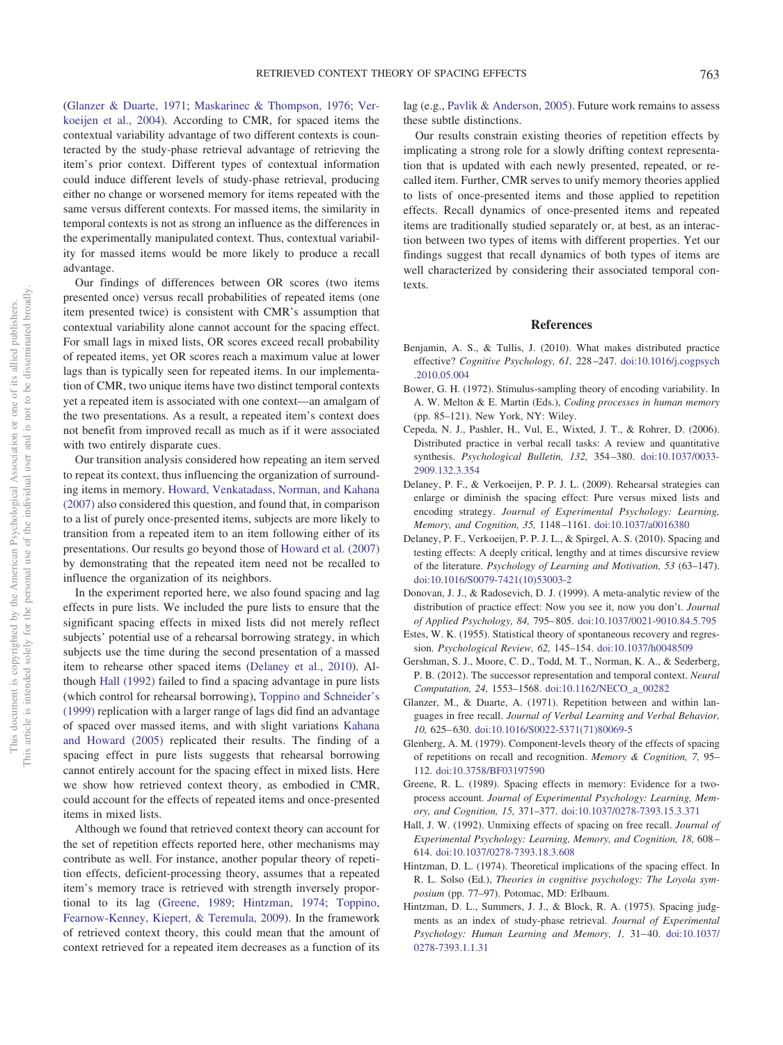(Glanzer & Duarte, 1971; Maskarinec & Thompson, 1976; Verkoeijen et al., 2004). According to CMR, for spaced items the contextual variability advantage of two different contexts is counteracted by the study-phase retrieval advantage of retrieving the item's prior context. Different types of contextual information could induce different levels of study-phase retrieval, producing either no change or worsened memory for items repeated with the same versus different contexts. For massed items, the similarity in temporal contexts is not as strong an influence as the differences in the experimentally manipulated context. Thus, contextual variability for massed items would be more likely to produce a recall advantage.

Our findings of differences between OR scores (two items presented once) versus recall probabilities of repeated items (one item presented twice) is consistent with CMR's assumption that contextual variability alone cannot account for the spacing effect. For small lags in mixed lists, OR scores exceed recall probability of repeated items, yet OR scores reach a maximum value at lower lags than is typically seen for repeated items. In our implementation of CMR, two unique items have two distinct temporal contexts yet a repeated item is associated with one context—an amalgam of the two presentations. As a result, a repeated item's context does not benefit from improved recall as much as if it were associated with two entirely disparate cues.

Our transition analysis considered how repeating an item served to repeat its context, thus influencing the organization of surrounding items in memory. Howard, Venkatadass, Norman, and Kahana (2007) also considered this question, and found that, in comparison to a list of purely once-presented items, subjects are more likely to transition from a repeated item to an item following either of its presentations. Our results go beyond those of Howard et al. (2007) by demonstrating that the repeated item need not be recalled to influence the organization of its neighbors.

In the experiment reported here, we also found spacing and lag effects in pure lists. We included the pure lists to ensure that the significant spacing effects in mixed lists did not merely reflect subjects' potential use of a rehearsal borrowing strategy, in which subjects use the time during the second presentation of a massed item to rehearse other spaced items (Delaney et al., 2010). Although Hall (1992) failed to find a spacing advantage in pure lists (which control for rehearsal borrowing), Toppino and Schneider's (1999) replication with a larger range of lags did find an advantage of spaced over massed items, and with slight variations Kahana and Howard (2005) replicated their results. The finding of a spacing effect in pure lists suggests that rehearsal borrowing cannot entirely account for the spacing effect in mixed lists. Here we show how retrieved context theory, as embodied in CMR, could account for the effects of repeated items and once-presented items in mixed lists.

Although we found that retrieved context theory can account for the set of repetition effects reported here, other mechanisms may contribute as well. For instance, another popular theory of repetition effects, deficient-processing theory, assumes that a repeated item's memory trace is retrieved with strength inversely proportional to its lag (Greene, 1989; Hintzman, 1974; Toppino, Fearnow-Kenney, Kiepert, & Teremula, 2009). In the framework of retrieved context theory, this could mean that the amount of context retrieved for a repeated item decreases as a function of its lag (e.g., Pavlik & Anderson, 2005). Future work remains to assess these subtle distinctions.

Our results constrain existing theories of repetition effects by implicating a strong role for a slowly drifting context representation that is updated with each newly presented, repeated, or recalled item. Further, CMR serves to unify memory theories applied to lists of once-presented items and those applied to repetition effects. Recall dynamics of once-presented items and repeated items are traditionally studied separately or, at best, as an interaction between two types of items with different properties. Yet our findings suggest that recall dynamics of both types of items are well characterized by considering their associated temporal contexts.

## References

Benjamin, A. S., & Tullis, J. (2010). What makes distributed practice effective? *Cognitive Psychology, 61,* 228–247. doi:10.1016/j.cogpsych.2010.05.004

Bower, G. H. (1972). Stimulus-sampling theory of encoding variability. In A. W. Melton & E. Martin (Eds.), *Coding processes in human memory* (pp. 85–121). New York, NY: Wiley.

Cepeda, N. J., Pashler, H., Vul, E., Wixted, J. T., & Rohrer, D. (2006). Distributed practice in verbal recall tasks: A review and quantitative synthesis. *Psychological Bulletin, 132,* 354–380. doi:10.1037/0033-2909.132.3.354

Delaney, P. F., & Verkoeijen, P. P. J. L. (2009). Rehearsal strategies can enlarge or diminish the spacing effect: Pure versus mixed lists and encoding strategy. *Journal of Experimental Psychology: Learning, Memory, and Cognition, 35,* 1148–1161. doi:10.1037/a0016380

Delaney, P. F., Verkoeijen, P. P. J. L., & Spirgel, A. S. (2010). Spacing and testing effects: A deeply critical, lengthy and at times discursive review of the literature. *Psychology of Learning and Motivation, 53* (63–147). doi:10.1016/S0079-7421(10)53003-2

Donovan, J. J., & Radosevich, D. J. (1999). A meta-analytic review of the distribution of practice effect: Now you see it, now you don't. *Journal of Applied Psychology, 84,* 795–805. doi:10.1037/0021-9010.84.5.795

Estes, W. K. (1955). Statistical theory of spontaneous recovery and regression. *Psychological Review, 62,* 145–154. doi:10.1037/h0048509

Gershman, S. J., Moore, C. D., Todd, M. T., Norman, K. A., & Sederberg, P. B. (2012). The successor representation and temporal context. *Neural Computation, 24,* 1553–1568. doi:10.1162/NECO_a_00282

Glanzer, M., & Duarte, A. (1971). Repetition between and within languages in free recall. *Journal of Verbal Learning and Verbal Behavior, 10,* 625–630. doi:10.1016/S0022-5371(71)80069-5

Glenberg, A. M. (1979). Component-levels theory of the effects of spacing of repetitions on recall and recognition. *Memory & Cognition, 7,* 95–112. doi:10.3758/BF03197590

Greene, R. L. (1989). Spacing effects in memory: Evidence for a two-process account. *Journal of Experimental Psychology: Learning, Memory, and Cognition, 15,* 371–377. doi:10.1037/0278-7393.15.3.371

Hall, J. W. (1992). Unmixing effects of spacing on free recall. *Journal of Experimental Psychology: Learning, Memory, and Cognition, 18,* 608–614. doi:10.1037/0278-7393.18.3.608

Hintzman, D. L. (1974). Theoretical implications of the spacing effect. In R. L. Solso (Ed.), *Theories in cognitive psychology: The Loyola symposium* (pp. 77–97). Potomac, MD: Erlbaum.

Hintzman, D. L., Summers, J. J., & Block, R. A. (1975). Spacing judgments as an index of study-phase retrieval. *Journal of Experimental Psychology: Human Learning and Memory, 1,* 31–40. doi:10.1037/0278-7393.1.1.31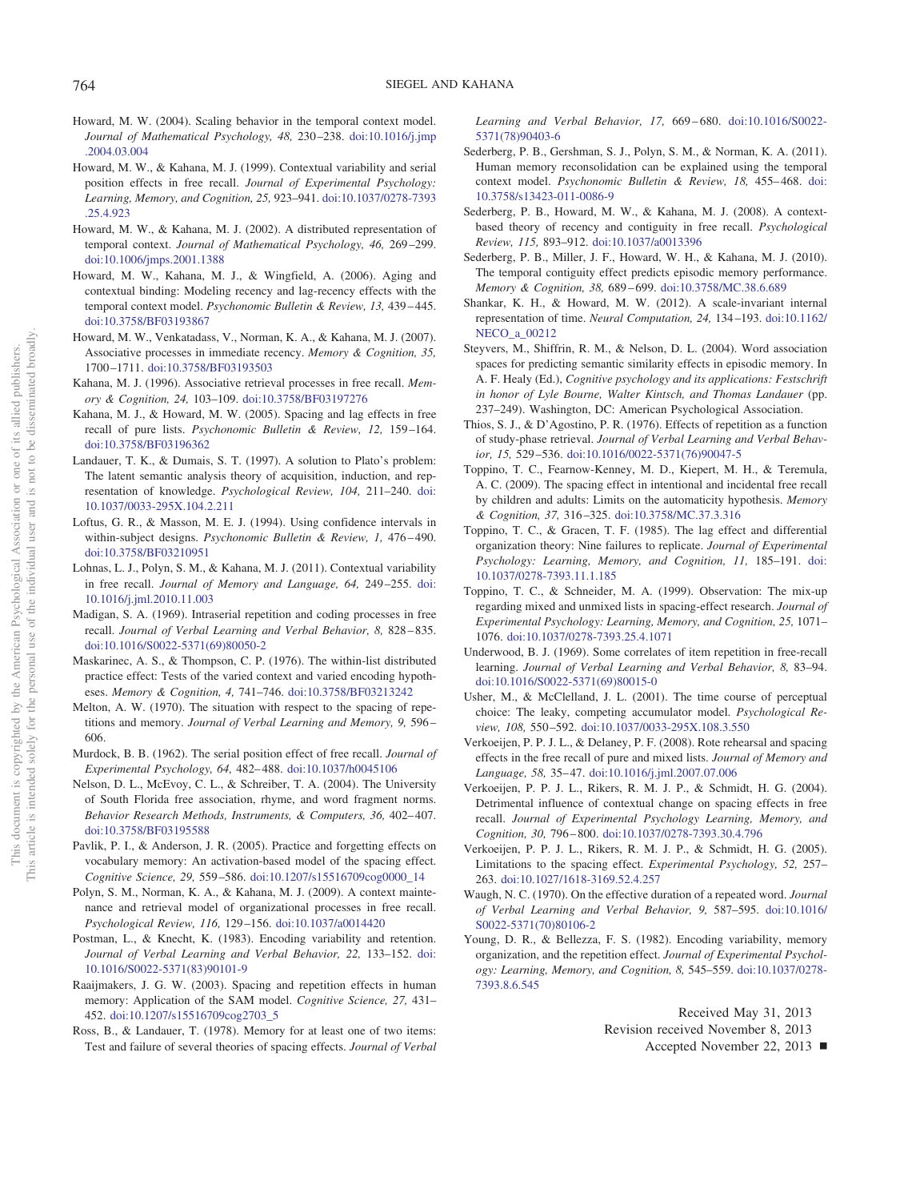Howard, M. W. (2004). Scaling behavior in the temporal context model. *Journal of Mathematical Psychology, 48,* 230–238. doi:10.1016/j.jmp.2004.03.004

Howard, M. W., & Kahana, M. J. (1999). Contextual variability and serial position effects in free recall. *Journal of Experimental Psychology: Learning, Memory, and Cognition, 25,* 923–941. doi:10.1037/0278-7393.25.4.923

Howard, M. W., & Kahana, M. J. (2002). A distributed representation of temporal context. *Journal of Mathematical Psychology, 46,* 269–299. doi:10.1006/jmps.2001.1388

Howard, M. W., Kahana, M. J., & Wingfield, A. (2006). Aging and contextual binding: Modeling recency and lag-recency effects with the temporal context model. *Psychonomic Bulletin & Review, 13,* 439–445. doi:10.3758/BF03193867

Howard, M. W., Venkatadass, V., Norman, K. A., & Kahana, M. J. (2007). Associative processes in immediate recency. *Memory & Cognition, 35,* 1700–1711. doi:10.3758/BF03193503

Kahana, M. J. (1996). Associative retrieval processes in free recall. *Memory & Cognition, 24,* 103–109. doi:10.3758/BF03197276

Kahana, M. J., & Howard, M. W. (2005). Spacing and lag effects in free recall of pure lists. *Psychonomic Bulletin & Review, 12,* 159–164. doi:10.3758/BF03196362

Landauer, T. K., & Dumais, S. T. (1997). A solution to Plato's problem: The latent semantic analysis theory of acquisition, induction, and representation of knowledge. *Psychological Review, 104,* 211–240. doi:10.1037/0033-295X.104.2.211

Loftus, G. R., & Masson, M. E. J. (1994). Using confidence intervals in within-subject designs. *Psychonomic Bulletin & Review, 1,* 476–490. doi:10.3758/BF03210951

Lohnas, L. J., Polyn, S. M., & Kahana, M. J. (2011). Contextual variability in free recall. *Journal of Memory and Language, 64,* 249–255. doi:10.1016/j.jml.2010.11.003

Madigan, S. A. (1969). Intraserial repetition and coding processes in free recall. *Journal of Verbal Learning and Verbal Behavior, 8,* 828–835. doi:10.1016/S0022-5371(69)80050-2

Maskarinec, A. S., & Thompson, C. P. (1976). The within-list distributed practice effect: Tests of the varied context and varied encoding hypotheses. *Memory & Cognition, 4,* 741–746. doi:10.3758/BF03213242

Melton, A. W. (1970). The situation with respect to the spacing of repetitions and memory. *Journal of Verbal Learning and Memory, 9,* 596–606.

Murdock, B. B. (1962). The serial position effect of free recall. *Journal of Experimental Psychology, 64,* 482–488. doi:10.1037/h0045106

Nelson, D. L., McEvoy, C. L., & Schreiber, T. A. (2004). The University of South Florida free association, rhyme, and word fragment norms. *Behavior Research Methods, Instruments, & Computers, 36,* 402–407. doi:10.3758/BF03195588

Pavlik, P. I., & Anderson, J. R. (2005). Practice and forgetting effects on vocabulary memory: An activation-based model of the spacing effect. *Cognitive Science, 29,* 559–586. doi:10.1207/s15516709cog0000_14

Polyn, S. M., Norman, K. A., & Kahana, M. J. (2009). A context maintenance and retrieval model of organizational processes in free recall. *Psychological Review, 116,* 129–156. doi:10.1037/a0014420

Postman, L., & Knecht, K. (1983). Encoding variability and retention. *Journal of Verbal Learning and Verbal Behavior, 22,* 133–152. doi:10.1016/S0022-5371(83)90101-9

Raaijmakers, J. G. W. (2003). Spacing and repetition effects in human memory: Application of the SAM model. *Cognitive Science, 27,* 431–452. doi:10.1207/s15516709cog2703_5

Ross, B., & Landauer, T. (1978). Memory for at least one of two items: Test and failure of several theories of spacing effects. *Journal of Verbal Learning and Verbal Behavior, 17,* 669–680. doi:10.1016/S0022-5371(78)90403-6

Sederberg, P. B., Gershman, S. J., Polyn, S. M., & Norman, K. A. (2011). Human memory reconsolidation can be explained using the temporal context model. *Psychonomic Bulletin & Review, 18,* 455–468. doi:10.3758/s13423-011-0086-9

Sederberg, P. B., Howard, M. W., & Kahana, M. J. (2008). A context-based theory of recency and contiguity in free recall. *Psychological Review, 115,* 893–912. doi:10.1037/a0013396

Sederberg, P. B., Miller, J. F., Howard, W. H., & Kahana, M. J. (2010). The temporal contiguity effect predicts episodic memory performance. *Memory & Cognition, 38,* 689–699. doi:10.3758/MC.38.6.689

Shankar, K. H., & Howard, M. W. (2012). A scale-invariant internal representation of time. *Neural Computation, 24,* 134–193. doi:10.1162/NECO_a_00212

Steyvers, M., Shiffrin, R. M., & Nelson, D. L. (2004). Word association spaces for predicting semantic similarity effects in episodic memory. In A. F. Healy (Ed.), *Cognitive psychology and its applications: Festschrift in honor of Lyle Bourne, Walter Kintsch, and Thomas Landauer* (pp. 237–249). Washington, DC: American Psychological Association.

Thios, S. J., & D'Agostino, P. R. (1976). Effects of repetition as a function of study-phase retrieval. *Journal of Verbal Learning and Verbal Behavior, 15,* 529–536. doi:10.1016/0022-5371(76)90047-5

Toppino, T. C., Fearnow-Kenney, M. D., Kiepert, M. H., & Teremula, A. C. (2009). The spacing effect in intentional and incidental free recall by children and adults: Limits on the automaticity hypothesis. *Memory & Cognition, 37,* 316–325. doi:10.3758/MC.37.3.316

Toppino, T. C., & Gracen, T. F. (1985). The lag effect and differential organization theory: Nine failures to replicate. *Journal of Experimental Psychology: Learning, Memory, and Cognition, 11,* 185–191. doi:10.1037/0278-7393.11.1.185

Toppino, T. C., & Schneider, M. A. (1999). Observation: The mix-up regarding mixed and unmixed lists in spacing-effect research. *Journal of Experimental Psychology: Learning, Memory, and Cognition, 25,* 1071–1076. doi:10.1037/0278-7393.25.4.1071

Underwood, B. J. (1969). Some correlates of item repetition in free-recall learning. *Journal of Verbal Learning and Verbal Behavior, 8,* 83–94. doi:10.1016/S0022-5371(69)80015-0

Usher, M., & McClelland, J. L. (2001). The time course of perceptual choice: The leaky, competing accumulator model. *Psychological Review, 108,* 550–592. doi:10.1037/0033-295X.108.3.550

Verkoeijen, P. P. J. L., & Delaney, P. F. (2008). Rote rehearsal and spacing effects in the free recall of pure and mixed lists. *Journal of Memory and Language, 58,* 35–47. doi:10.1016/j.jml.2007.07.006

Verkoeijen, P. P. J. L., Rikers, R. M. J. P., & Schmidt, H. G. (2004). Detrimental influence of contextual change on spacing effects in free recall. *Journal of Experimental Psychology Learning, Memory, and Cognition, 30,* 796–800. doi:10.1037/0278-7393.30.4.796

Verkoeijen, P. P. J. L., Rikers, R. M. J. P., & Schmidt, H. G. (2005). Limitations to the spacing effect. *Experimental Psychology, 52,* 257–263. doi:10.1027/1618-3169.52.4.257

Waugh, N. C. (1970). On the effective duration of a repeated word. *Journal of Verbal Learning and Verbal Behavior, 9,* 587–595. doi:10.1016/S0022-5371(70)80106-2

Young, D. R., & Bellezza, F. S. (1982). Encoding variability, memory organization, and the repetition effect. *Journal of Experimental Psychology: Learning, Memory, and Cognition, 8,* 545–559. doi:10.1037/0278-7393.8.6.545

Received May 31, 2013
Revision received November 8, 2013
Accepted November 22, 2013 ■